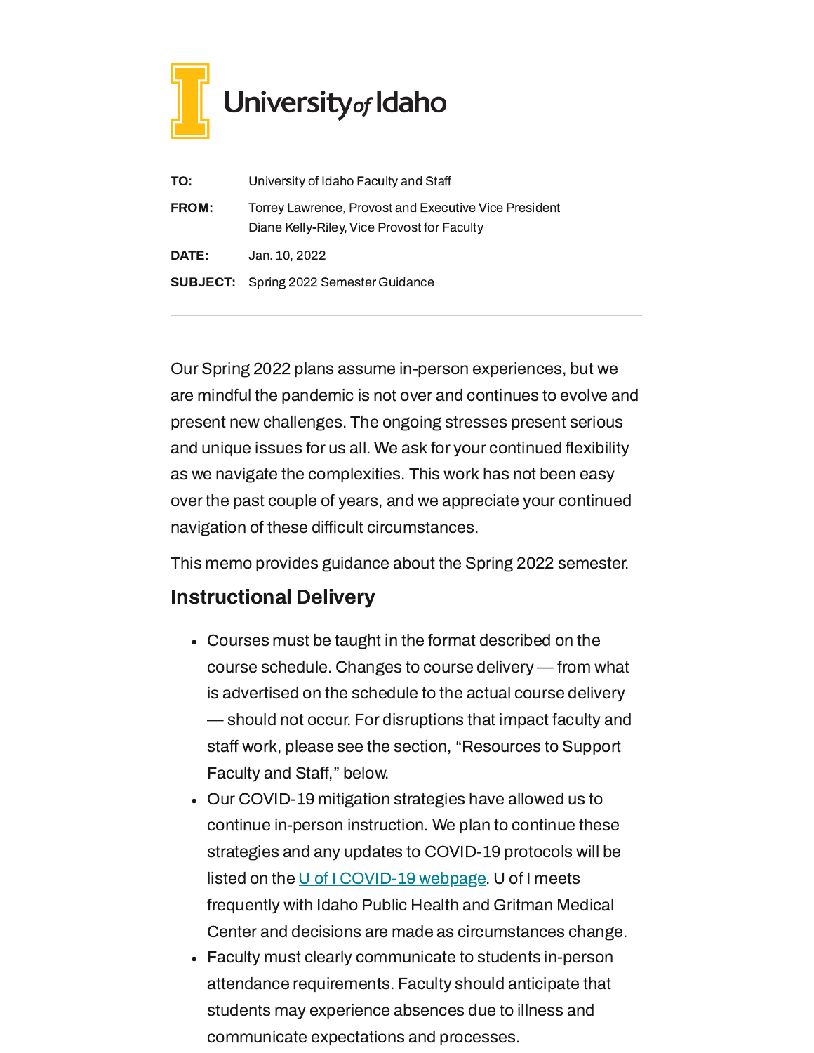University of Idaho

| | |
|---|---|
| **TO:** | University of Idaho Faculty and Staff |
| **FROM:** | Torrey Lawrence, Provost and Executive Vice President<br>Diane Kelly-Riley, Vice Provost for Faculty |
| **DATE:** | Jan. 10, 2022 |
| **SUBJECT:** | Spring 2022 Semester Guidance |

---

Our Spring 2022 plans assume in-person experiences, but we are mindful the pandemic is not over and continues to evolve and present new challenges. The ongoing stresses present serious and unique issues for us all. We ask for your continued flexibility as we navigate the complexities. This work has not been easy over the past couple of years, and we appreciate your continued navigation of these difficult circumstances.

This memo provides guidance about the Spring 2022 semester.

## Instructional Delivery

- Courses must be taught in the format described on the course schedule. Changes to course delivery — from what is advertised on the schedule to the actual course delivery — should not occur. For disruptions that impact faculty and staff work, please see the section, "Resources to Support Faculty and Staff," below.
- Our COVID-19 mitigation strategies have allowed us to continue in-person instruction. We plan to continue these strategies and any updates to COVID-19 protocols will be listed on the U of I COVID-19 webpage. U of I meets frequently with Idaho Public Health and Gritman Medical Center and decisions are made as circumstances change.
- Faculty must clearly communicate to students in-person attendance requirements. Faculty should anticipate that students may experience absences due to illness and communicate expectations and processes.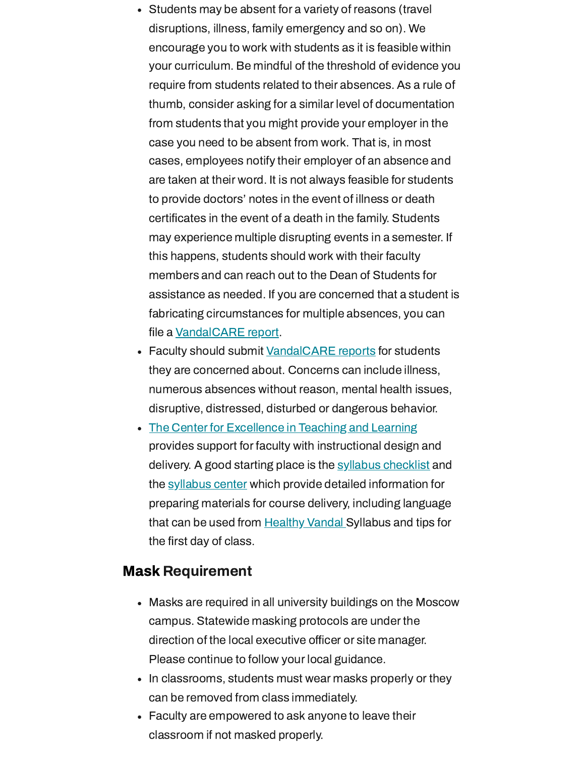- Students may be absent for a variety of reasons (travel disruptions, illness, family emergency and so on). We encourage you to work with students as it is feasible within your curriculum. Be mindful of the threshold of evidence you require from students related to their absences. As a rule of thumb, consider asking for a similar level of documentation from students that you might provide your employer in the case you need to be absent from work. That is, in most cases, employees notify their employer of an absence and are taken at their word. It is not always feasible for students to provide doctors' notes in the event of illness or death certificates in the event of a death in the family. Students may experience multiple disrupting events in a semester. If this happens, students should work with their faculty members and can reach out to the Dean of Students for assistance as needed. If you are concerned that a student is fabricating circumstances for multiple absences, you can file a VandalCARE report.
- Faculty should submit VandalCARE reports for students they are concerned about. Concerns can include illness, numerous absences without reason, mental health issues, disruptive, distressed, disturbed or dangerous behavior.
- The Center for Excellence in Teaching and Learning provides support for faculty with instructional design and delivery. A good starting place is the syllabus checklist and the syllabus center which provide detailed information for preparing materials for course delivery, including language that can be used from Healthy Vandal Syllabus and tips for the first day of class.

## Mask Requirement

- Masks are required in all university buildings on the Moscow campus. Statewide masking protocols are under the direction of the local executive officer or site manager. Please continue to follow your local guidance.
- In classrooms, students must wear masks properly or they can be removed from class immediately.
- Faculty are empowered to ask anyone to leave their classroom if not masked properly.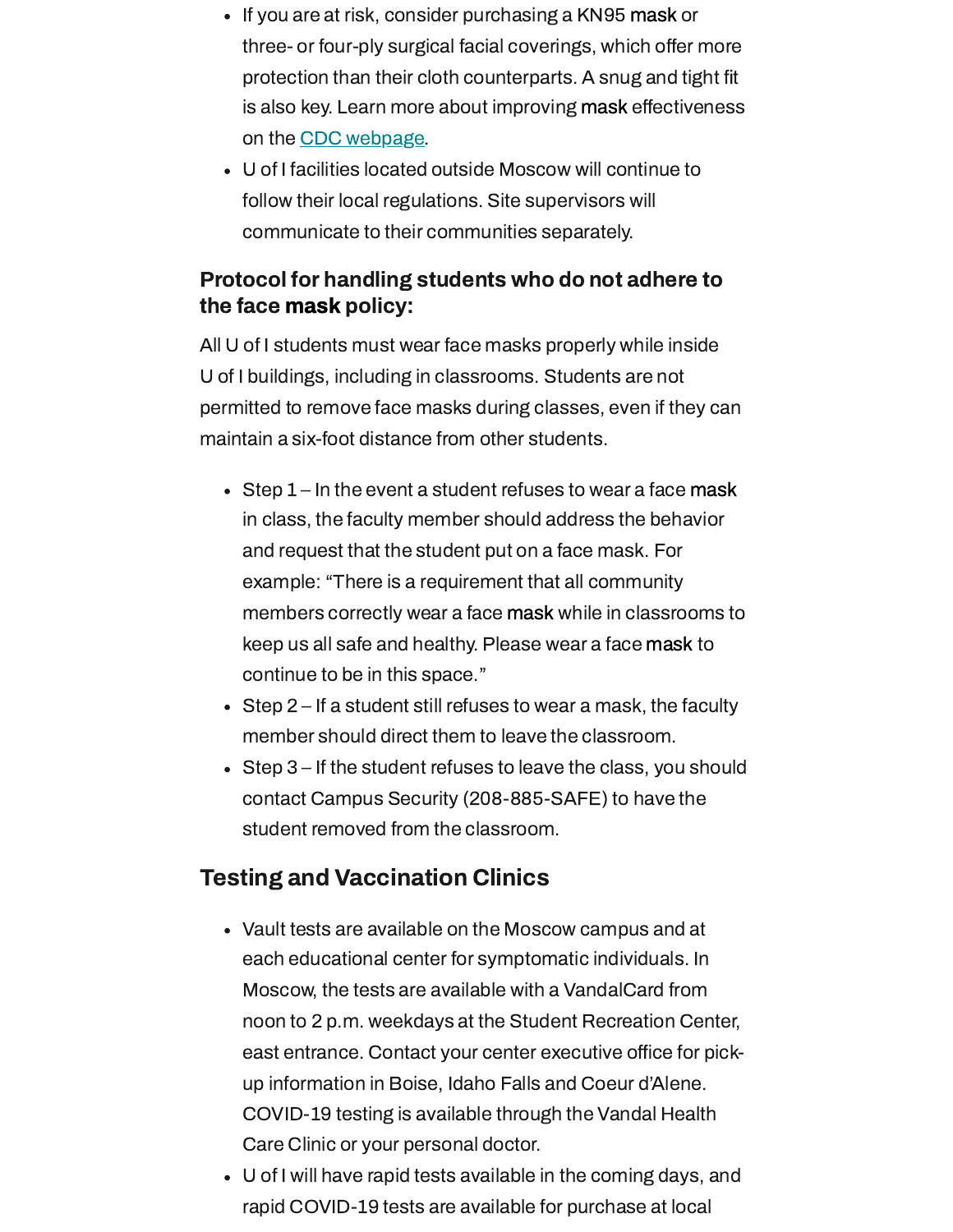- If you are at risk, consider purchasing a KN95 mask or three- or four-ply surgical facial coverings, which offer more protection than their cloth counterparts. A snug and tight fit is also key. Learn more about improving mask effectiveness on the [CDC webpage](#).
- U of I facilities located outside Moscow will continue to follow their local regulations. Site supervisors will communicate to their communities separately.

### Protocol for handling students who do not adhere to the face mask policy:

All U of I students must wear face masks properly while inside U of I buildings, including in classrooms. Students are not permitted to remove face masks during classes, even if they can maintain a six-foot distance from other students.

- Step 1 – In the event a student refuses to wear a face mask in class, the faculty member should address the behavior and request that the student put on a face mask. For example: “There is a requirement that all community members correctly wear a face mask while in classrooms to keep us all safe and healthy. Please wear a face mask to continue to be in this space.”
- Step 2 – If a student still refuses to wear a mask, the faculty member should direct them to leave the classroom.
- Step 3 – If the student refuses to leave the class, you should contact Campus Security (208-885-SAFE) to have the student removed from the classroom.

## Testing and Vaccination Clinics

- Vault tests are available on the Moscow campus and at each educational center for symptomatic individuals. In Moscow, the tests are available with a VandalCard from noon to 2 p.m. weekdays at the Student Recreation Center, east entrance. Contact your center executive office for pick-up information in Boise, Idaho Falls and Coeur d’Alene. COVID-19 testing is available through the Vandal Health Care Clinic or your personal doctor.
- U of I will have rapid tests available in the coming days, and rapid COVID-19 tests are available for purchase at local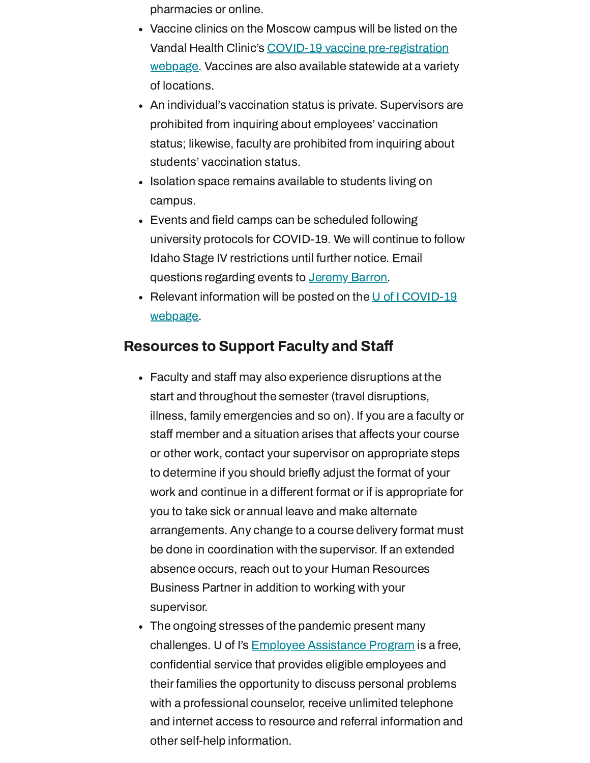pharmacies or online.

- Vaccine clinics on the Moscow campus will be listed on the Vandal Health Clinic's [COVID-19 vaccine pre-registration webpage](). Vaccines are also available statewide at a variety of locations.
- An individual's vaccination status is private. Supervisors are prohibited from inquiring about employees' vaccination status; likewise, faculty are prohibited from inquiring about students' vaccination status.
- Isolation space remains available to students living on campus.
- Events and field camps can be scheduled following university protocols for COVID-19. We will continue to follow Idaho Stage IV restrictions until further notice. Email questions regarding events to [Jeremy Barron]().
- Relevant information will be posted on the [U of I COVID-19 webpage]().

## Resources to Support Faculty and Staff

- Faculty and staff may also experience disruptions at the start and throughout the semester (travel disruptions, illness, family emergencies and so on). If you are a faculty or staff member and a situation arises that affects your course or other work, contact your supervisor on appropriate steps to determine if you should briefly adjust the format of your work and continue in a different format or if is appropriate for you to take sick or annual leave and make alternate arrangements. Any change to a course delivery format must be done in coordination with the supervisor. If an extended absence occurs, reach out to your Human Resources Business Partner in addition to working with your supervisor.
- The ongoing stresses of the pandemic present many challenges. U of I's [Employee Assistance Program]() is a free, confidential service that provides eligible employees and their families the opportunity to discuss personal problems with a professional counselor, receive unlimited telephone and internet access to resource and referral information and other self-help information.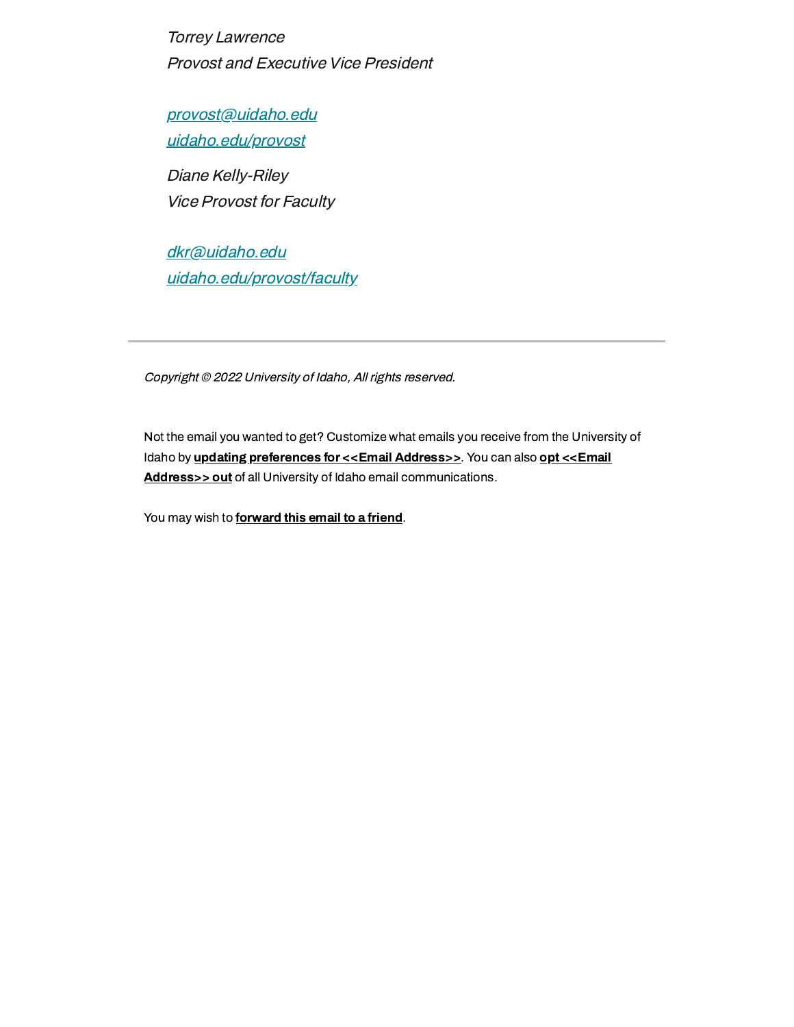*Torrey Lawrence*
*Provost and Executive Vice President*

*provost@uidaho.edu*
*uidaho.edu/provost*

*Diane Kelly-Riley*
*Vice Provost for Faculty*

*dkr@uidaho.edu*
*uidaho.edu/provost/faculty*

---

*Copyright © 2022 University of Idaho, All rights reserved.*

Not the email you wanted to get? Customize what emails you receive from the University of Idaho by **updating preferences for <<Email Address>>**. You can also **opt <<Email Address>> out** of all University of Idaho email communications.

You may wish to **forward this email to a friend**.